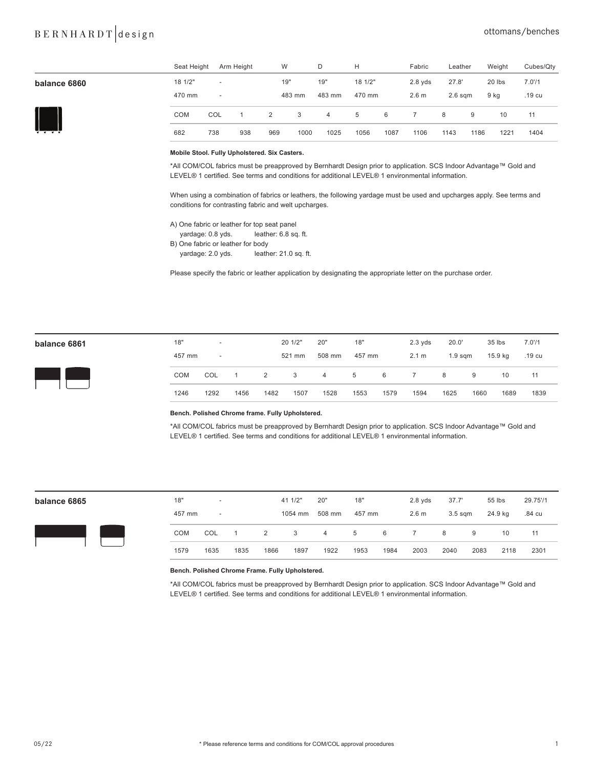## balance 6860

| Seat Height | Arm Height | W | D | H | Fabric | Leather | Weight | Cubes/Qty |
|---|---|---|---|---|---|---|---|---|
| 18 1/2" | - | 19" | 19" | 18 1/2" | 2.8 yds | 27.8' | 20 lbs | 7.0'/1 |
| 470 mm | - | 483 mm | 483 mm | 470 mm | 2.6 m | 2.6 sqm | 9 kg | .19 cu |

| COM | COL | 1 | 2 | 3 | 4 | 5 | 6 | 7 | 8 | 9 | 10 | 11 |
|---|---|---|---|---|---|---|---|---|---|---|---|---|
| 682 | 738 | 938 | 969 | 1000 | 1025 | 1056 | 1087 | 1106 | 1143 | 1186 | 1221 | 1404 |

**Mobile Stool. Fully Upholstered. Six Casters.**

*All COM/COL fabrics must be preapproved by Bernhardt Design prior to application. SCS Indoor Advantage™ Gold and LEVEL® 1 certified. See terms and conditions for additional LEVEL® 1 environmental information.

When using a combination of fabrics or leathers, the following yardage must be used and upcharges apply. See terms and conditions for contrasting fabric and welt upcharges.

A) One fabric or leather for top seat panel
 yardage: 0.8 yds. leather: 6.8 sq. ft.
B) One fabric or leather for body
 yardage: 2.0 yds. leather: 21.0 sq. ft.

Please specify the fabric or leather application by designating the appropriate letter on the purchase order.

## balance 6861

| Seat Height | Arm Height | W | D | H | Fabric | Leather | Weight | Cubes/Qty |
|---|---|---|---|---|---|---|---|---|
| 18" | - | 20 1/2" | 20" | 18" | 2.3 yds | 20.0' | 35 lbs | 7.0'/1 |
| 457 mm | - | 521 mm | 508 mm | 457 mm | 2.1 m | 1.9 sqm | 15.9 kg | .19 cu |

| COM | COL | 1 | 2 | 3 | 4 | 5 | 6 | 7 | 8 | 9 | 10 | 11 |
|---|---|---|---|---|---|---|---|---|---|---|---|---|
| 1246 | 1292 | 1456 | 1482 | 1507 | 1528 | 1553 | 1579 | 1594 | 1625 | 1660 | 1689 | 1839 |

**Bench. Polished Chrome frame. Fully Upholstered.**

*All COM/COL fabrics must be preapproved by Bernhardt Design prior to application. SCS Indoor Advantage™ Gold and LEVEL® 1 certified. See terms and conditions for additional LEVEL® 1 environmental information.

## balance 6865

| Seat Height | Arm Height | W | D | H | Fabric | Leather | Weight | Cubes/Qty |
|---|---|---|---|---|---|---|---|---|
| 18" | - | 41 1/2" | 20" | 18" | 2.8 yds | 37.7' | 55 lbs | 29.75'/1 |
| 457 mm | - | 1054 mm | 508 mm | 457 mm | 2.6 m | 3.5 sqm | 24.9 kg | .84 cu |

| COM | COL | 1 | 2 | 3 | 4 | 5 | 6 | 7 | 8 | 9 | 10 | 11 |
|---|---|---|---|---|---|---|---|---|---|---|---|---|
| 1579 | 1635 | 1835 | 1866 | 1897 | 1922 | 1953 | 1984 | 2003 | 2040 | 2083 | 2118 | 2301 |

**Bench. Polished Chrome Frame. Fully Upholstered.**

*All COM/COL fabrics must be preapproved by Bernhardt Design prior to application. SCS Indoor Advantage™ Gold and LEVEL® 1 certified. See terms and conditions for additional LEVEL® 1 environmental information.

* Please reference terms and conditions for COM/COL approval procedures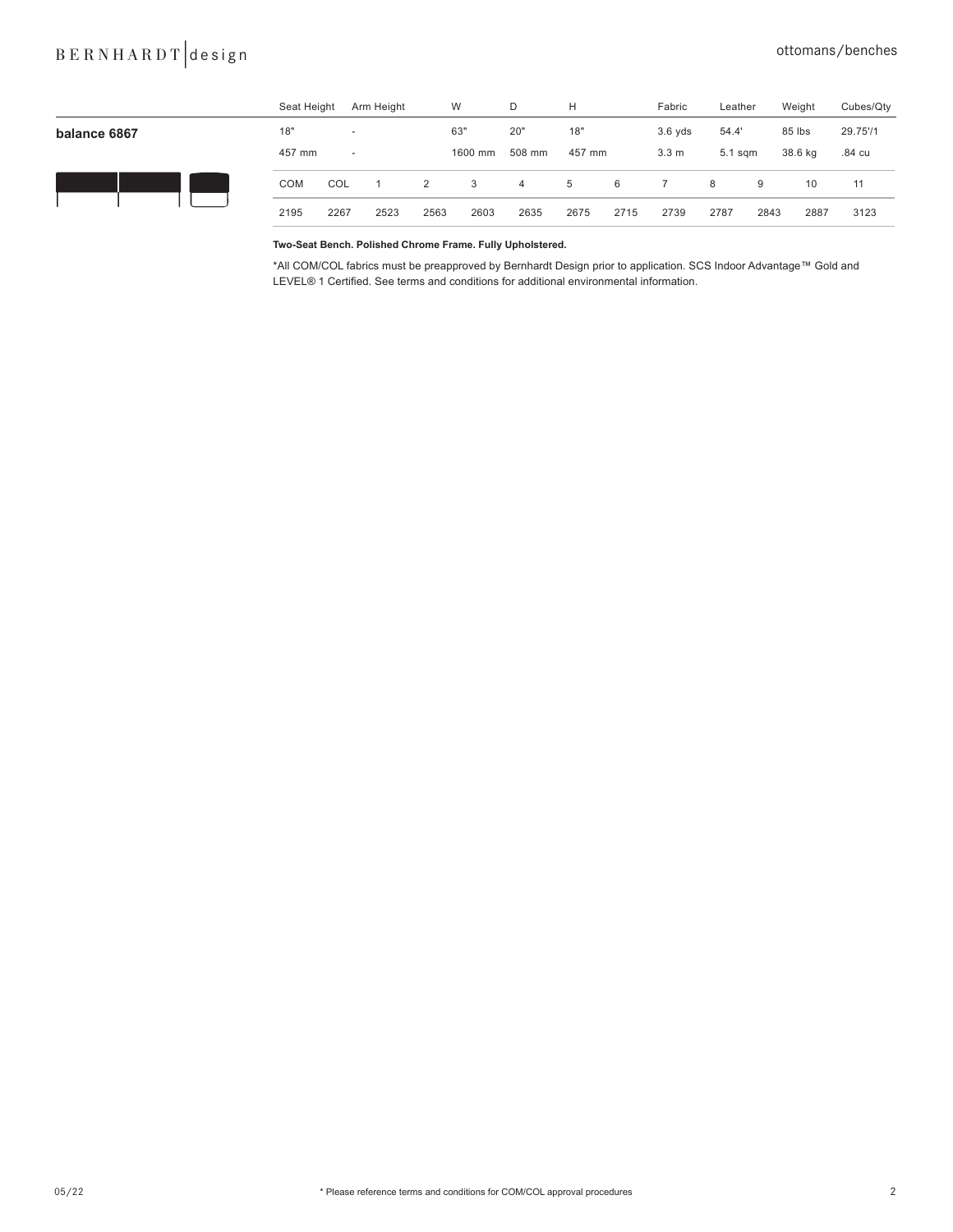## balance 6867

| Seat Height | Arm Height | W | D | H | Fabric | Leather | Weight | Cubes/Qty |
|---|---|---|---|---|---|---|---|---|
| 18" | - | 63" | 20" | 18" | 3.6 yds | 54.4' | 85 lbs | 29.75'/1 |
| 457 mm | - | 1600 mm | 508 mm | 457 mm | 3.3 m | 5.1 sqm | 38.6 kg | .84 cu |

| COM | COL | 1 | 2 | 3 | 4 | 5 | 6 | 7 | 8 | 9 | 10 | 11 |
|---|---|---|---|---|---|---|---|---|---|---|---|---|
| 2195 | 2267 | 2523 | 2563 | 2603 | 2635 | 2675 | 2715 | 2739 | 2787 | 2843 | 2887 | 3123 |

**Two-Seat Bench. Polished Chrome Frame. Fully Upholstered.**

*All COM/COL fabrics must be preapproved by Bernhardt Design prior to application. SCS Indoor Advantage™ Gold and LEVEL® 1 Certified. See terms and conditions for additional environmental information.

* Please reference terms and conditions for COM/COL approval procedures